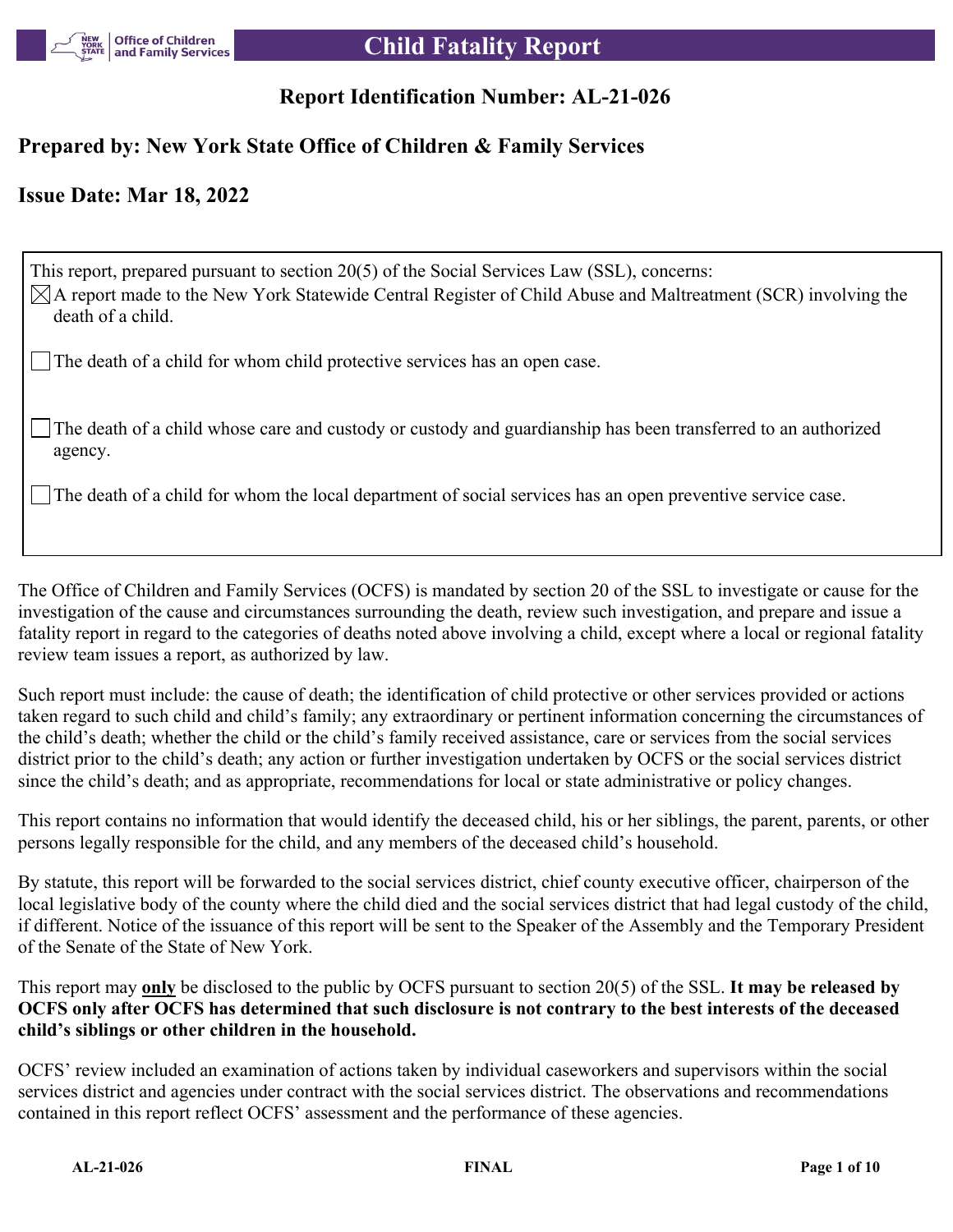# Child Fatality Report

## Report Identification Number: AL-21-026

## Prepared by: New York State Office of Children & Family Services

## Issue Date: Mar 18, 2022

This report, prepared pursuant to section 20(5) of the Social Services Law (SSL), concerns:

- [x] A report made to the New York Statewide Central Register of Child Abuse and Maltreatment (SCR) involving the death of a child.
- [ ] The death of a child for whom child protective services has an open case.
- [ ] The death of a child whose care and custody or custody and guardianship has been transferred to an authorized agency.
- [ ] The death of a child for whom the local department of social services has an open preventive service case.

The Office of Children and Family Services (OCFS) is mandated by section 20 of the SSL to investigate or cause for the investigation of the cause and circumstances surrounding the death, review such investigation, and prepare and issue a fatality report in regard to the categories of deaths noted above involving a child, except where a local or regional fatality review team issues a report, as authorized by law.

Such report must include: the cause of death; the identification of child protective or other services provided or actions taken regard to such child and child's family; any extraordinary or pertinent information concerning the circumstances of the child's death; whether the child or the child's family received assistance, care or services from the social services district prior to the child's death; any action or further investigation undertaken by OCFS or the social services district since the child's death; and as appropriate, recommendations for local or state administrative or policy changes.

This report contains no information that would identify the deceased child, his or her siblings, the parent, parents, or other persons legally responsible for the child, and any members of the deceased child's household.

By statute, this report will be forwarded to the social services district, chief county executive officer, chairperson of the local legislative body of the county where the child died and the social services district that had legal custody of the child, if different. Notice of the issuance of this report will be sent to the Speaker of the Assembly and the Temporary President of the Senate of the State of New York.

This report may **only** be disclosed to the public by OCFS pursuant to section 20(5) of the SSL. **It may be released by OCFS only after OCFS has determined that such disclosure is not contrary to the best interests of the deceased child's siblings or other children in the household.**

OCFS' review included an examination of actions taken by individual caseworkers and supervisors within the social services district and agencies under contract with the social services district. The observations and recommendations contained in this report reflect OCFS' assessment and the performance of these agencies.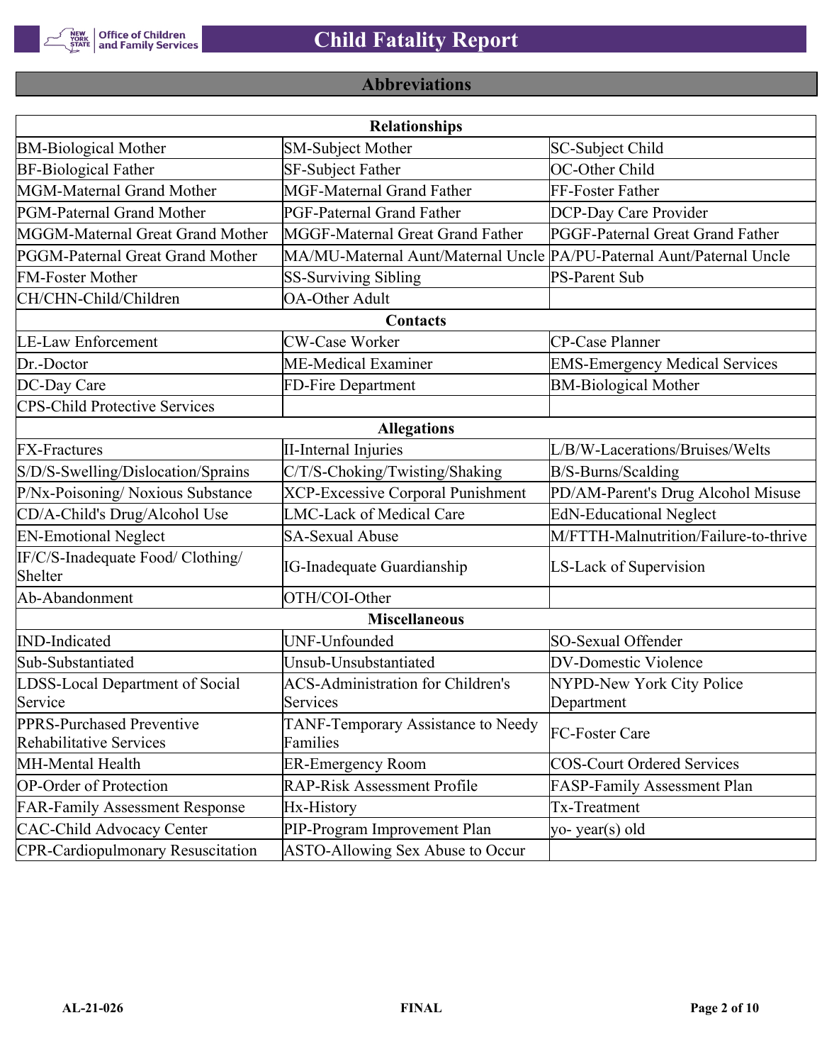## Abbreviations

| Relationships | | |
|---|---|---|
| BM-Biological Mother | SM-Subject Mother | SC-Subject Child |
| BF-Biological Father | SF-Subject Father | OC-Other Child |
| MGM-Maternal Grand Mother | MGF-Maternal Grand Father | FF-Foster Father |
| PGM-Paternal Grand Mother | PGF-Paternal Grand Father | DCP-Day Care Provider |
| MGGM-Maternal Great Grand Mother | MGGF-Maternal Great Grand Father | PGGF-Paternal Great Grand Father |
| PGGM-Paternal Great Grand Mother | MA/MU-Maternal Aunt/Maternal Uncle | PA/PU-Paternal Aunt/Paternal Uncle |
| FM-Foster Mother | SS-Surviving Sibling | PS-Parent Sub |
| CH/CHN-Child/Children | OA-Other Adult | |
| **Contacts** | | |
| LE-Law Enforcement | CW-Case Worker | CP-Case Planner |
| Dr.-Doctor | ME-Medical Examiner | EMS-Emergency Medical Services |
| DC-Day Care | FD-Fire Department | BM-Biological Mother |
| CPS-Child Protective Services | | |
| **Allegations** | | |
| FX-Fractures | II-Internal Injuries | L/B/W-Lacerations/Bruises/Welts |
| S/D/S-Swelling/Dislocation/Sprains | C/T/S-Choking/Twisting/Shaking | B/S-Burns/Scalding |
| P/Nx-Poisoning/ Noxious Substance | XCP-Excessive Corporal Punishment | PD/AM-Parent's Drug Alcohol Misuse |
| CD/A-Child's Drug/Alcohol Use | LMC-Lack of Medical Care | EdN-Educational Neglect |
| EN-Emotional Neglect | SA-Sexual Abuse | M/FTTH-Malnutrition/Failure-to-thrive |
| IF/C/S-Inadequate Food/ Clothing/ Shelter | IG-Inadequate Guardianship | LS-Lack of Supervision |
| Ab-Abandonment | OTH/COI-Other | |
| **Miscellaneous** | | |
| IND-Indicated | UNF-Unfounded | SO-Sexual Offender |
| Sub-Substantiated | Unsub-Unsubstantiated | DV-Domestic Violence |
| LDSS-Local Department of Social Service | ACS-Administration for Children's Services | NYPD-New York City Police Department |
| PPRS-Purchased Preventive Rehabilitative Services | TANF-Temporary Assistance to Needy Families | FC-Foster Care |
| MH-Mental Health | ER-Emergency Room | COS-Court Ordered Services |
| OP-Order of Protection | RAP-Risk Assessment Profile | FASP-Family Assessment Plan |
| FAR-Family Assessment Response | Hx-History | Tx-Treatment |
| CAC-Child Advocacy Center | PIP-Program Improvement Plan | yo- year(s) old |
| CPR-Cardiopulmonary Resuscitation | ASTO-Allowing Sex Abuse to Occur | |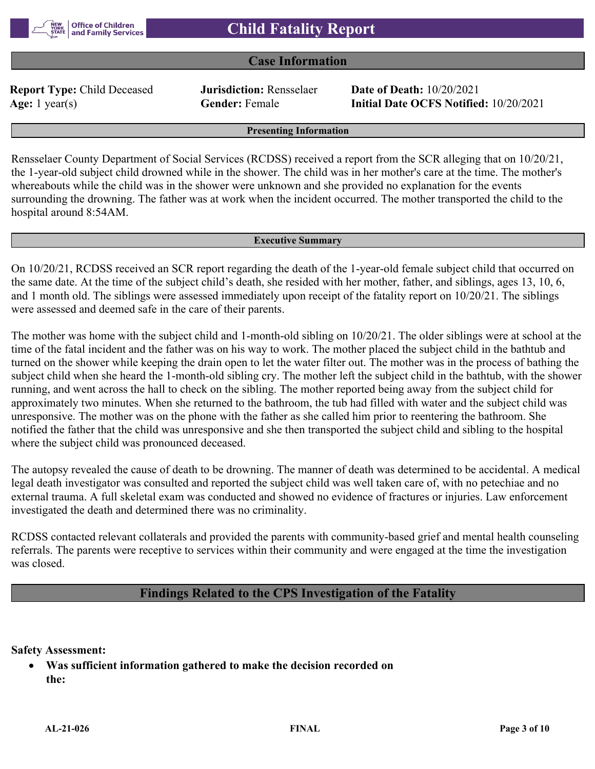# Child Fatality Report

## Case Information

**Report Type:** Child Deceased **Jurisdiction:** Rensselaer **Date of Death:** 10/20/2021
**Age:** 1 year(s) **Gender:** Female **Initial Date OCFS Notified:** 10/20/2021

### Presenting Information

Rensselaer County Department of Social Services (RCDSS) received a report from the SCR alleging that on 10/20/21, the 1-year-old subject child drowned while in the shower. The child was in her mother's care at the time. The mother's whereabouts while the child was in the shower were unknown and she provided no explanation for the events surrounding the drowning. The father was at work when the incident occurred. The mother transported the child to the hospital around 8:54AM.

### Executive Summary

On 10/20/21, RCDSS received an SCR report regarding the death of the 1-year-old female subject child that occurred on the same date. At the time of the subject child's death, she resided with her mother, father, and siblings, ages 13, 10, 6, and 1 month old. The siblings were assessed immediately upon receipt of the fatality report on 10/20/21. The siblings were assessed and deemed safe in the care of their parents.

The mother was home with the subject child and 1-month-old sibling on 10/20/21. The older siblings were at school at the time of the fatal incident and the father was on his way to work. The mother placed the subject child in the bathtub and turned on the shower while keeping the drain open to let the water filter out. The mother was in the process of bathing the subject child when she heard the 1-month-old sibling cry. The mother left the subject child in the bathtub, with the shower running, and went across the hall to check on the sibling. The mother reported being away from the subject child for approximately two minutes. When she returned to the bathroom, the tub had filled with water and the subject child was unresponsive. The mother was on the phone with the father as she called him prior to reentering the bathroom. She notified the father that the child was unresponsive and she then transported the subject child and sibling to the hospital where the subject child was pronounced deceased.

The autopsy revealed the cause of death to be drowning. The manner of death was determined to be accidental. A medical legal death investigator was consulted and reported the subject child was well taken care of, with no petechiae and no external trauma. A full skeletal exam was conducted and showed no evidence of fractures or injuries. Law enforcement investigated the death and determined there was no criminality.

RCDSS contacted relevant collaterals and provided the parents with community-based grief and mental health counseling referrals. The parents were receptive to services within their community and were engaged at the time the investigation was closed.

## Findings Related to the CPS Investigation of the Fatality

**Safety Assessment:**

- **Was sufficient information gathered to make the decision recorded on the:**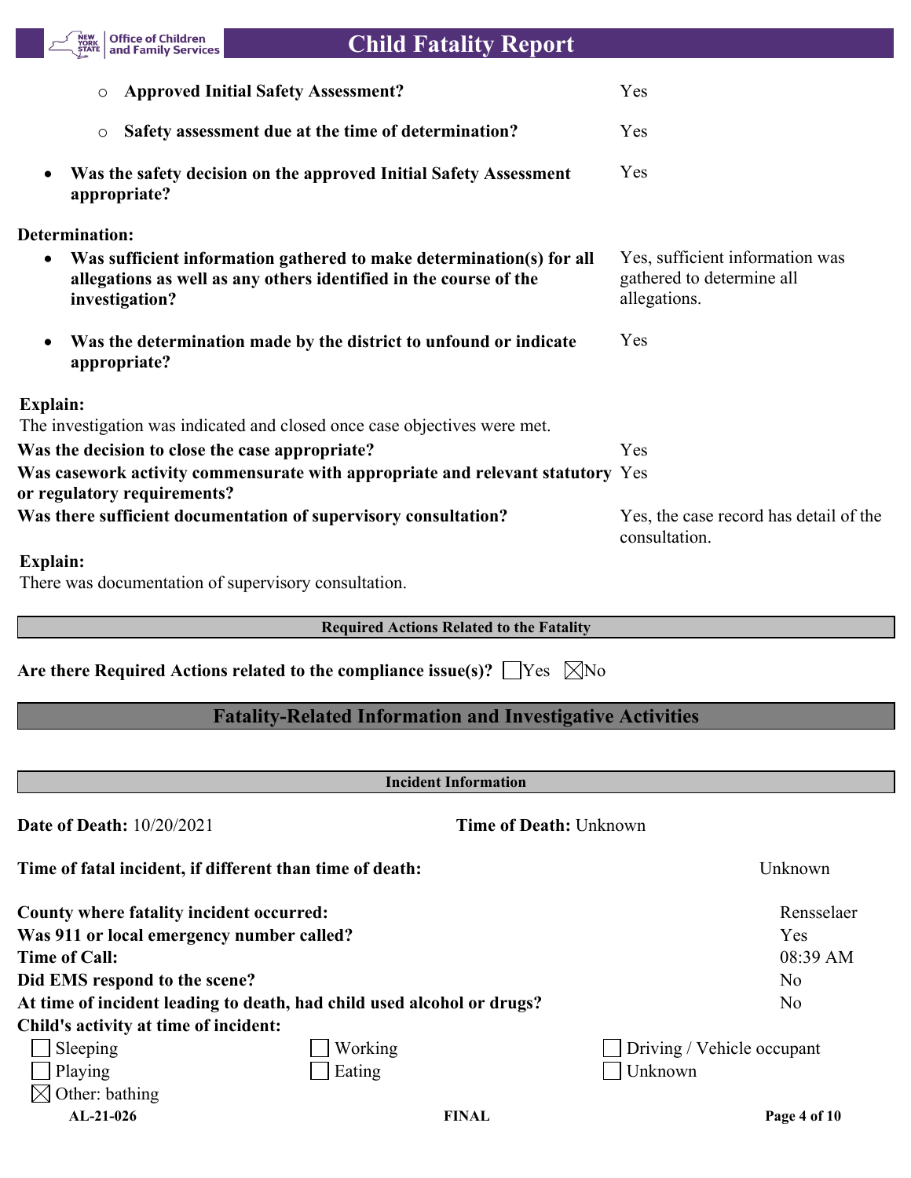- **Approved Initial Safety Assessment?** Yes

- **Safety assessment due at the time of determination?** Yes

- **Was the safety decision on the approved Initial Safety Assessment appropriate?** Yes

**Determination:**

- **Was sufficient information gathered to make determination(s) for all allegations as well as any others identified in the course of the investigation?** Yes, sufficient information was gathered to determine all allegations.

- **Was the determination made by the district to unfound or indicate appropriate?** Yes

**Explain:**

The investigation was indicated and closed once case objectives were met.

**Was the decision to close the case appropriate?** Yes

**Was casework activity commensurate with appropriate and relevant statutory or regulatory requirements?** Yes

**Was there sufficient documentation of supervisory consultation?** Yes, the case record has detail of the consultation.

**Explain:**

There was documentation of supervisory consultation.

### Required Actions Related to the Fatality

**Are there Required Actions related to the compliance issue(s)?** ☐ Yes ☒ No

## Fatality-Related Information and Investigative Activities

### Incident Information

**Date of Death:** 10/20/2021 **Time of Death:** Unknown

**Time of fatal incident, if different than time of death:** Unknown

**County where fatality incident occurred:** Rensselaer
**Was 911 or local emergency number called?** Yes
**Time of Call:** 08:39 AM
**Did EMS respond to the scene?** No
**At time of incident leading to death, had child used alcohol or drugs?** No
**Child's activity at time of incident:**

| | | |
|---|---|---|
| ☐ Sleeping | ☐ Working | ☐ Driving / Vehicle occupant |
| ☐ Playing | ☐ Eating | ☐ Unknown |
| ☒ Other: bathing | | |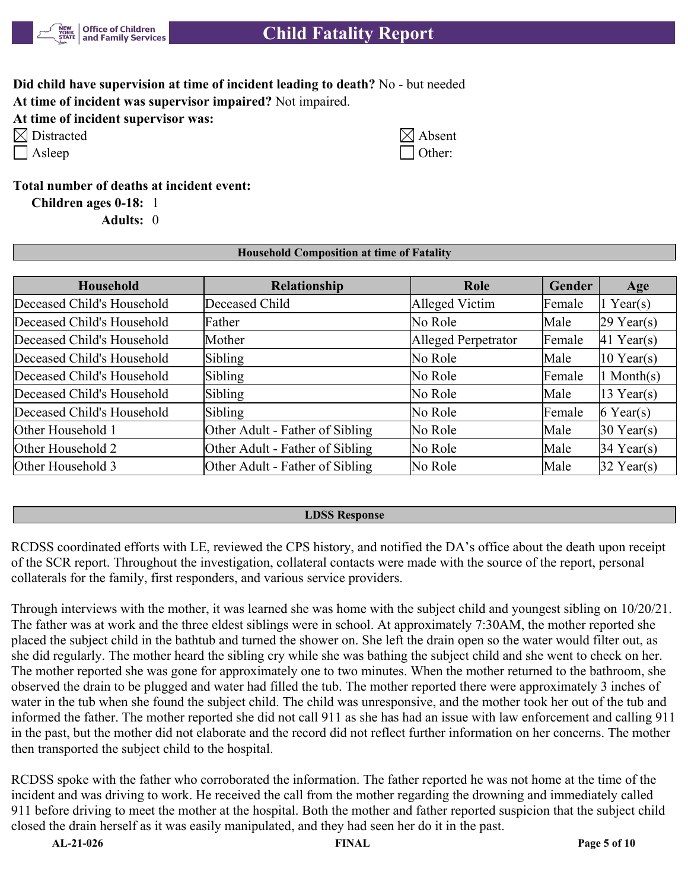**Did child have supervision at time of incident leading to death?** No - but needed

**At time of incident was supervisor impaired?** Not impaired.

**At time of incident supervisor was:**

- ☒ Distracted
- ☐ Asleep
- ☒ Absent
- ☐ Other:

**Total number of deaths at incident event:**

**Children ages 0-18:** 1

**Adults:** 0

## Household Composition at time of Fatality

| Household | Relationship | Role | Gender | Age |
|---|---|---|---|---|
| Deceased Child's Household | Deceased Child | Alleged Victim | Female | 1 Year(s) |
| Deceased Child's Household | Father | No Role | Male | 29 Year(s) |
| Deceased Child's Household | Mother | Alleged Perpetrator | Female | 41 Year(s) |
| Deceased Child's Household | Sibling | No Role | Male | 10 Year(s) |
| Deceased Child's Household | Sibling | No Role | Female | 1 Month(s) |
| Deceased Child's Household | Sibling | No Role | Male | 13 Year(s) |
| Deceased Child's Household | Sibling | No Role | Female | 6 Year(s) |
| Other Household 1 | Other Adult - Father of Sibling | No Role | Male | 30 Year(s) |
| Other Household 2 | Other Adult - Father of Sibling | No Role | Male | 34 Year(s) |
| Other Household 3 | Other Adult - Father of Sibling | No Role | Male | 32 Year(s) |

## LDSS Response

RCDSS coordinated efforts with LE, reviewed the CPS history, and notified the DA's office about the death upon receipt of the SCR report. Throughout the investigation, collateral contacts were made with the source of the report, personal collaterals for the family, first responders, and various service providers.

Through interviews with the mother, it was learned she was home with the subject child and youngest sibling on 10/20/21. The father was at work and the three eldest siblings were in school. At approximately 7:30AM, the mother reported she placed the subject child in the bathtub and turned the shower on. She left the drain open so the water would filter out, as she did regularly. The mother heard the sibling cry while she was bathing the subject child and she went to check on her. The mother reported she was gone for approximately one to two minutes. When the mother returned to the bathroom, she observed the drain to be plugged and water had filled the tub. The mother reported there were approximately 3 inches of water in the tub when she found the subject child. The child was unresponsive, and the mother took her out of the tub and informed the father. The mother reported she did not call 911 as she has had an issue with law enforcement and calling 911 in the past, but the mother did not elaborate and the record did not reflect further information on her concerns. The mother then transported the subject child to the hospital.

RCDSS spoke with the father who corroborated the information. The father reported he was not home at the time of the incident and was driving to work. He received the call from the mother regarding the drowning and immediately called 911 before driving to meet the mother at the hospital. Both the mother and father reported suspicion that the subject child closed the drain herself as it was easily manipulated, and they had seen her do it in the past.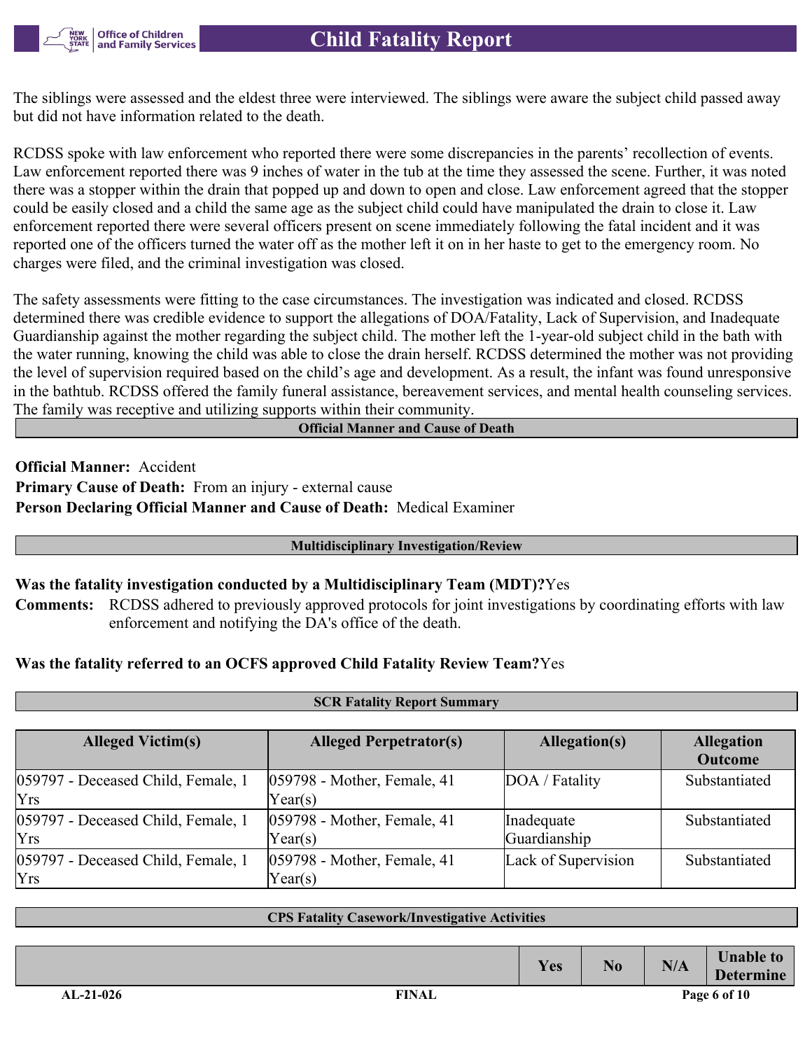The siblings were assessed and the eldest three were interviewed. The siblings were aware the subject child passed away but did not have information related to the death.

RCDSS spoke with law enforcement who reported there were some discrepancies in the parents' recollection of events. Law enforcement reported there was 9 inches of water in the tub at the time they assessed the scene. Further, it was noted there was a stopper within the drain that popped up and down to open and close. Law enforcement agreed that the stopper could be easily closed and a child the same age as the subject child could have manipulated the drain to close it. Law enforcement reported there were several officers present on scene immediately following the fatal incident and it was reported one of the officers turned the water off as the mother left it on in her haste to get to the emergency room. No charges were filed, and the criminal investigation was closed.

The safety assessments were fitting to the case circumstances. The investigation was indicated and closed. RCDSS determined there was credible evidence to support the allegations of DOA/Fatality, Lack of Supervision, and Inadequate Guardianship against the mother regarding the subject child. The mother left the 1-year-old subject child in the bath with the water running, knowing the child was able to close the drain herself. RCDSS determined the mother was not providing the level of supervision required based on the child's age and development. As a result, the infant was found unresponsive in the bathtub. RCDSS offered the family funeral assistance, bereavement services, and mental health counseling services. The family was receptive and utilizing supports within their community.

## Official Manner and Cause of Death

**Official Manner:** Accident
**Primary Cause of Death:** From an injury - external cause
**Person Declaring Official Manner and Cause of Death:** Medical Examiner

## Multidisciplinary Investigation/Review

**Was the fatality investigation conducted by a Multidisciplinary Team (MDT)?** Yes

**Comments:** RCDSS adhered to previously approved protocols for joint investigations by coordinating efforts with law enforcement and notifying the DA's office of the death.

**Was the fatality referred to an OCFS approved Child Fatality Review Team?** Yes

## SCR Fatality Report Summary

| Alleged Victim(s) | Alleged Perpetrator(s) | Allegation(s) | Allegation Outcome |
|---|---|---|---|
| 059797 - Deceased Child, Female, 1 Yrs | 059798 - Mother, Female, 41 Year(s) | DOA / Fatality | Substantiated |
| 059797 - Deceased Child, Female, 1 Yrs | 059798 - Mother, Female, 41 Year(s) | Inadequate Guardianship | Substantiated |
| 059797 - Deceased Child, Female, 1 Yrs | 059798 - Mother, Female, 41 Year(s) | Lack of Supervision | Substantiated |

## CPS Fatality Casework/Investigative Activities

| | Yes | No | N/A | Unable to Determine |
|---|---|---|---|---|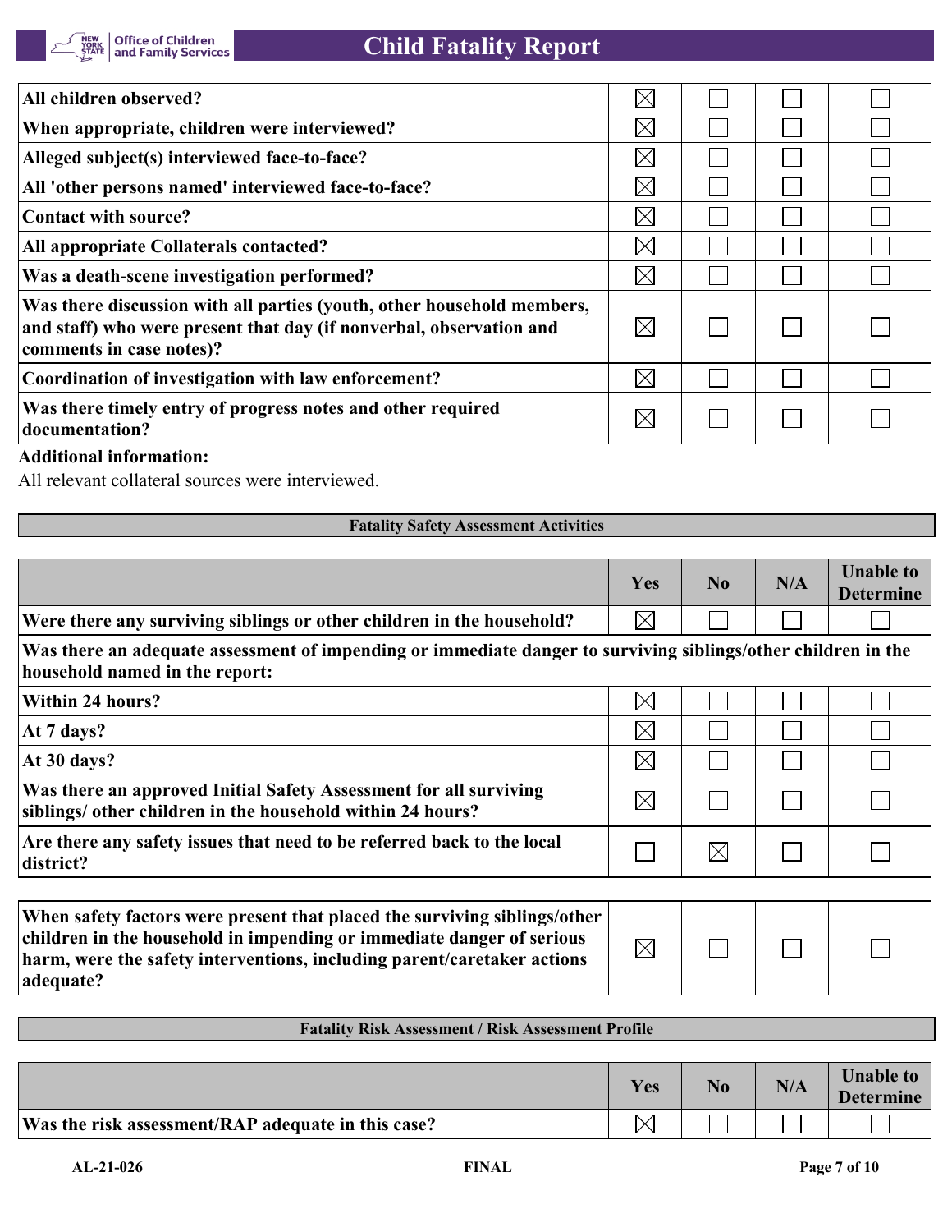| | Yes | No | N/A | Unable to Determine |
|---|---|---|---|---|
| All children observed? | ☒ | ☐ | ☐ | ☐ |
| When appropriate, children were interviewed? | ☒ | ☐ | ☐ | ☐ |
| Alleged subject(s) interviewed face-to-face? | ☒ | ☐ | ☐ | ☐ |
| All 'other persons named' interviewed face-to-face? | ☒ | ☐ | ☐ | ☐ |
| Contact with source? | ☒ | ☐ | ☐ | ☐ |
| All appropriate Collaterals contacted? | ☒ | ☐ | ☐ | ☐ |
| Was a death-scene investigation performed? | ☒ | ☐ | ☐ | ☐ |
| Was there discussion with all parties (youth, other household members, and staff) who were present that day (if nonverbal, observation and comments in case notes)? | ☒ | ☐ | ☐ | ☐ |
| Coordination of investigation with law enforcement? | ☒ | ☐ | ☐ | ☐ |
| Was there timely entry of progress notes and other required documentation? | ☒ | ☐ | ☐ | ☐ |

**Additional information:**

All relevant collateral sources were interviewed.

## Fatality Safety Assessment Activities

| | Yes | No | N/A | Unable to Determine |
|---|---|---|---|---|
| Were there any surviving siblings or other children in the household? | ☒ | ☐ | ☐ | ☐ |
| **Was there an adequate assessment of impending or immediate danger to surviving siblings/other children in the household named in the report:** | | | | |
| Within 24 hours? | ☒ | ☐ | ☐ | ☐ |
| At 7 days? | ☒ | ☐ | ☐ | ☐ |
| At 30 days? | ☒ | ☐ | ☐ | ☐ |
| Was there an approved Initial Safety Assessment for all surviving siblings/ other children in the household within 24 hours? | ☒ | ☐ | ☐ | ☐ |
| Are there any safety issues that need to be referred back to the local district? | ☐ | ☒ | ☐ | ☐ |

| | Yes | No | N/A | Unable to Determine |
|---|---|---|---|---|
| When safety factors were present that placed the surviving siblings/other children in the household in impending or immediate danger of serious harm, were the safety interventions, including parent/caretaker actions adequate? | ☒ | ☐ | ☐ | ☐ |

## Fatality Risk Assessment / Risk Assessment Profile

| | Yes | No | N/A | Unable to Determine |
|---|---|---|---|---|
| Was the risk assessment/RAP adequate in this case? | ☒ | ☐ | ☐ | ☐ |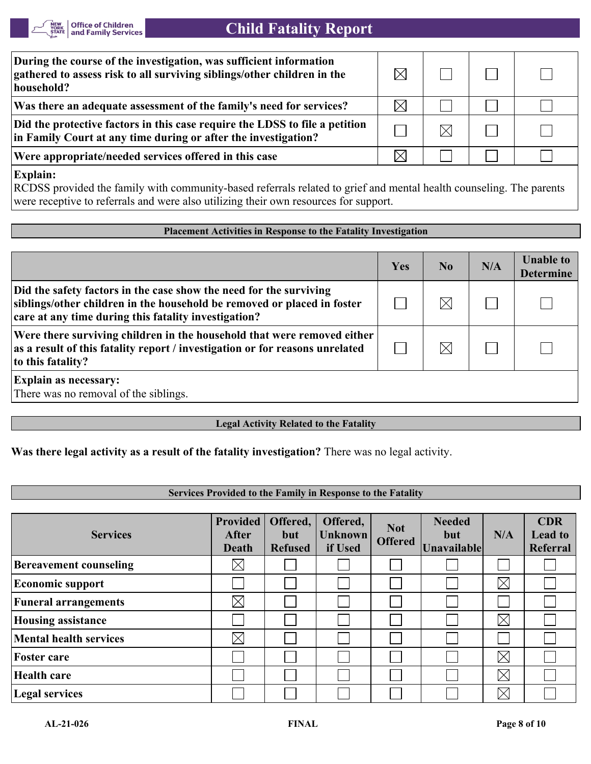| | | | | |
|---|---|---|---|---|
| **During the course of the investigation, was sufficient information gathered to assess risk to all surviving siblings/other children in the household?** | ☒ | ☐ | ☐ | ☐ |
| **Was there an adequate assessment of the family's need for services?** | ☒ | ☐ | ☐ | ☐ |
| **Did the protective factors in this case require the LDSS to file a petition in Family Court at any time during or after the investigation?** | ☐ | ☒ | ☐ | ☐ |
| **Were appropriate/needed services offered in this case** | ☒ | ☐ | ☐ | ☐ |

**Explain:**
RCDSS provided the family with community-based referrals related to grief and mental health counseling. The parents were receptive to referrals and were also utilizing their own resources for support.

### Placement Activities in Response to the Fatality Investigation

| | Yes | No | N/A | Unable to Determine |
|---|---|---|---|---|
| **Did the safety factors in the case show the need for the surviving siblings/other children in the household be removed or placed in foster care at any time during this fatality investigation?** | ☐ | ☒ | ☐ | ☐ |
| **Were there surviving children in the household that were removed either as a result of this fatality report / investigation or for reasons unrelated to this fatality?** | ☐ | ☒ | ☐ | ☐ |

**Explain as necessary:**
There was no removal of the siblings.

### Legal Activity Related to the Fatality

**Was there legal activity as a result of the fatality investigation?** There was no legal activity.

### Services Provided to the Family in Response to the Fatality

| Services | Provided After Death | Offered, but Refused | Offered, Unknown if Used | Not Offered | Needed but Unavailable | N/A | CDR Lead to Referral |
|---|---|---|---|---|---|---|---|
| **Bereavement counseling** | ☒ | ☐ | ☐ | ☐ | ☐ | ☐ | ☐ |
| **Economic support** | ☐ | ☐ | ☐ | ☐ | ☐ | ☒ | ☐ |
| **Funeral arrangements** | ☒ | ☐ | ☐ | ☐ | ☐ | ☐ | ☐ |
| **Housing assistance** | ☐ | ☐ | ☐ | ☐ | ☐ | ☒ | ☐ |
| **Mental health services** | ☒ | ☐ | ☐ | ☐ | ☐ | ☐ | ☐ |
| **Foster care** | ☐ | ☐ | ☐ | ☐ | ☐ | ☒ | ☐ |
| **Health care** | ☐ | ☐ | ☐ | ☐ | ☐ | ☒ | ☐ |
| **Legal services** | ☐ | ☐ | ☐ | ☐ | ☐ | ☒ | ☐ |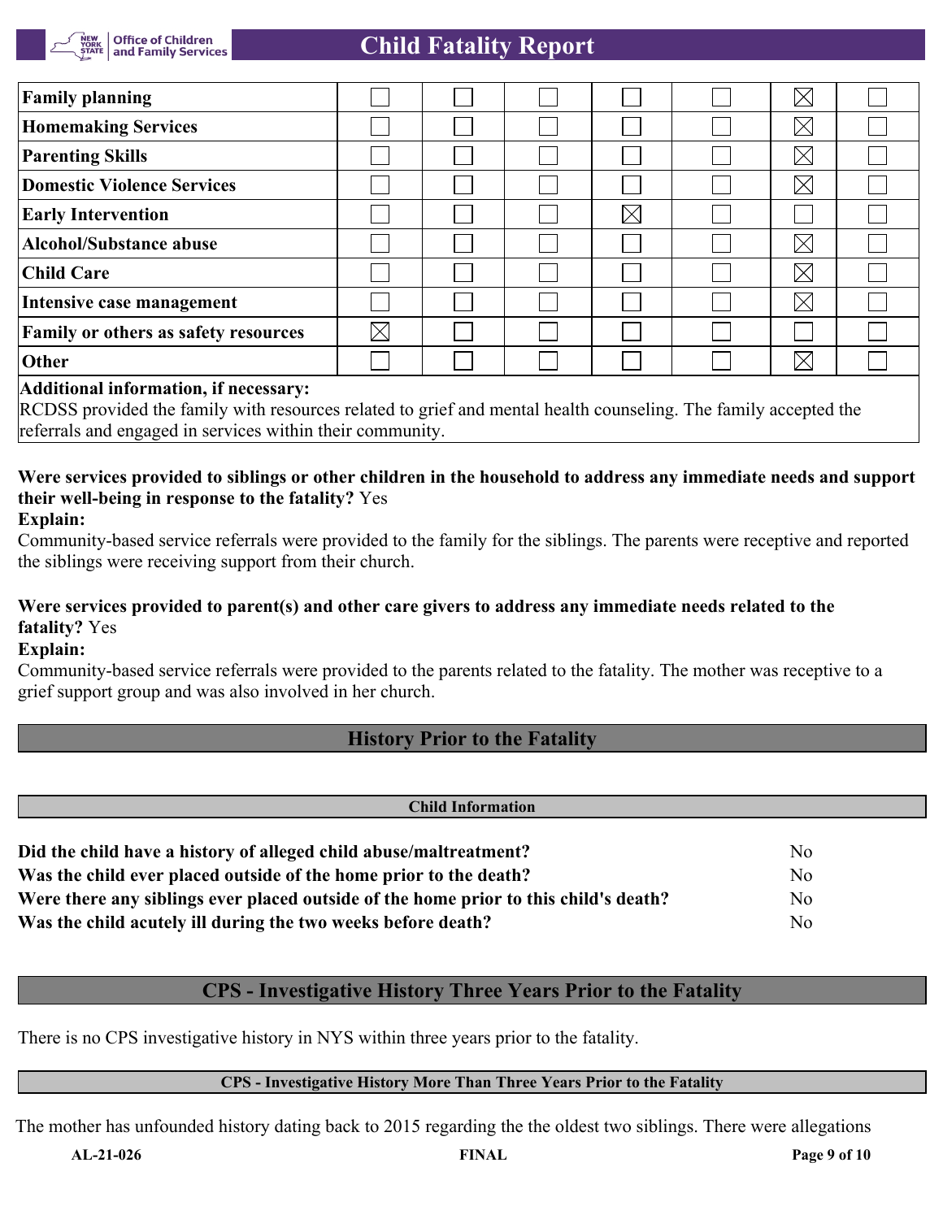| | | | | | | | |
|---|---|---|---|---|---|---|---|
| **Family planning** | ☐ | ☐ | ☐ | ☐ | ☐ | ☒ | ☐ |
| **Homemaking Services** | ☐ | ☐ | ☐ | ☐ | ☐ | ☒ | ☐ |
| **Parenting Skills** | ☐ | ☐ | ☐ | ☐ | ☐ | ☒ | ☐ |
| **Domestic Violence Services** | ☐ | ☐ | ☐ | ☐ | ☐ | ☒ | ☐ |
| **Early Intervention** | ☐ | ☐ | ☐ | ☒ | ☐ | ☐ | ☐ |
| **Alcohol/Substance abuse** | ☐ | ☐ | ☐ | ☐ | ☐ | ☒ | ☐ |
| **Child Care** | ☐ | ☐ | ☐ | ☐ | ☐ | ☒ | ☐ |
| **Intensive case management** | ☐ | ☐ | ☐ | ☐ | ☐ | ☒ | ☐ |
| **Family or others as safety resources** | ☒ | ☐ | ☐ | ☐ | ☐ | ☐ | ☐ |
| **Other** | ☐ | ☐ | ☐ | ☐ | ☐ | ☒ | ☐ |

**Additional information, if necessary:**
RCDSS provided the family with resources related to grief and mental health counseling. The family accepted the referrals and engaged in services within their community.

**Were services provided to siblings or other children in the household to address any immediate needs and support their well-being in response to the fatality?** Yes

**Explain:**
Community-based service referrals were provided to the family for the siblings. The parents were receptive and reported the siblings were receiving support from their church.

**Were services provided to parent(s) and other care givers to address any immediate needs related to the fatality?** Yes

**Explain:**
Community-based service referrals were provided to the parents related to the fatality. The mother was receptive to a grief support group and was also involved in her church.

## History Prior to the Fatality

### Child Information

| | |
|---|---|
| **Did the child have a history of alleged child abuse/maltreatment?** | No |
| **Was the child ever placed outside of the home prior to the death?** | No |
| **Were there any siblings ever placed outside of the home prior to this child's death?** | No |
| **Was the child acutely ill during the two weeks before death?** | No |

## CPS - Investigative History Three Years Prior to the Fatality

There is no CPS investigative history in NYS within three years prior to the fatality.

### CPS - Investigative History More Than Three Years Prior to the Fatality

The mother has unfounded history dating back to 2015 regarding the the oldest two siblings. There were allegations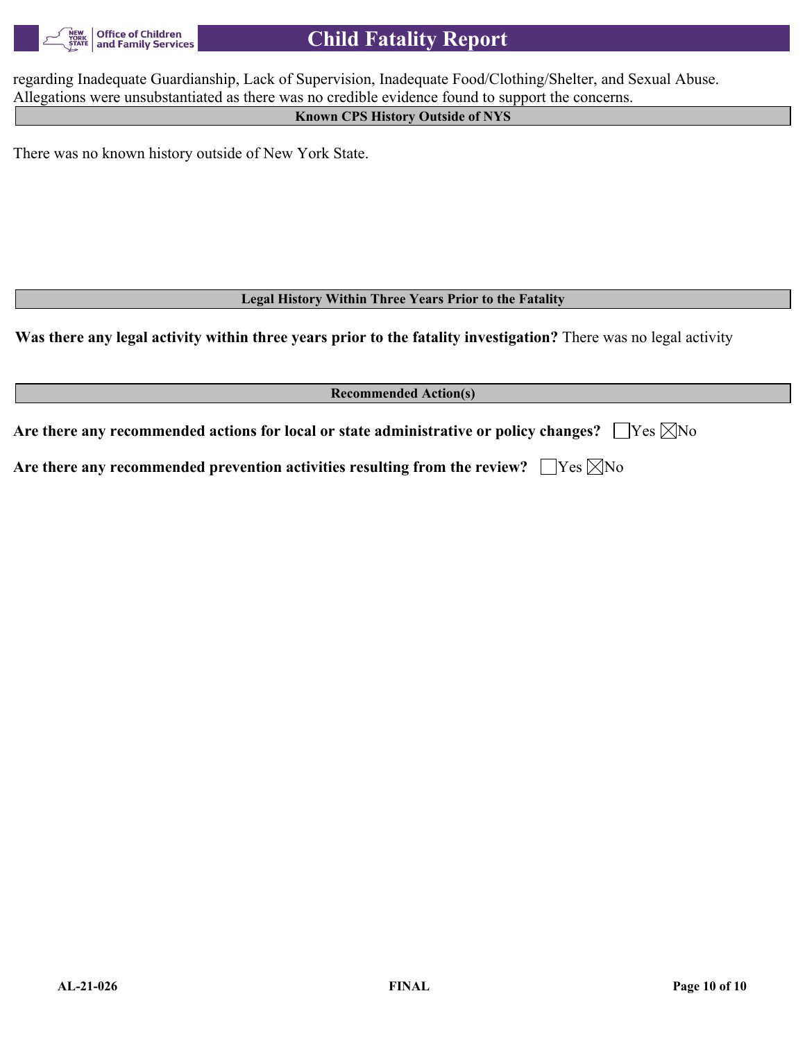regarding Inadequate Guardianship, Lack of Supervision, Inadequate Food/Clothing/Shelter, and Sexual Abuse. Allegations were unsubstantiated as there was no credible evidence found to support the concerns.

## Known CPS History Outside of NYS

There was no known history outside of New York State.

## Legal History Within Three Years Prior to the Fatality

**Was there any legal activity within three years prior to the fatality investigation?** There was no legal activity

## Recommended Action(s)

**Are there any recommended actions for local or state administrative or policy changes?** ☐Yes ☒No

**Are there any recommended prevention activities resulting from the review?** ☐Yes ☒No